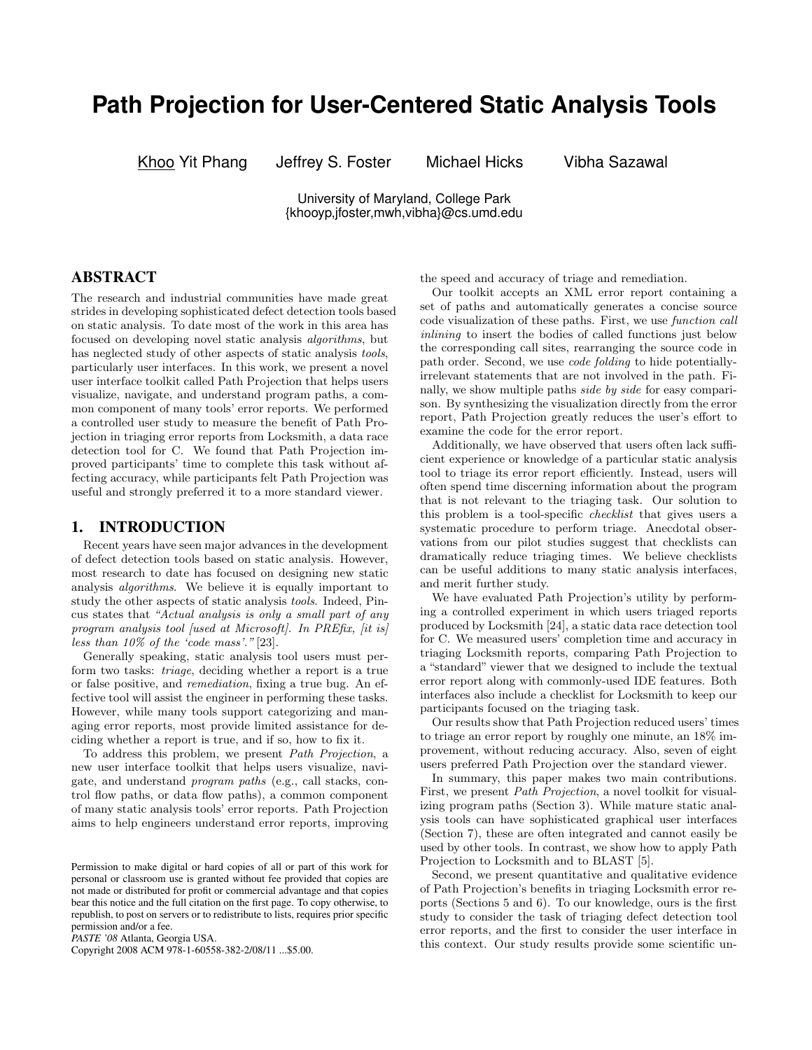# Path Projection for User-Centered Static Analysis Tools

Khoo Yit Phang  Jeffrey S. Foster  Michael Hicks  Vibha Sazawal

University of Maryland, College Park
{khooyp,jfoster,mwh,vibha}@cs.umd.edu

## ABSTRACT

The research and industrial communities have made great strides in developing sophisticated defect detection tools based on static analysis. To date most of the work in this area has focused on developing novel static analysis *algorithms*, but has neglected study of other aspects of static analysis *tools*, particularly user interfaces. In this work, we present a novel user interface toolkit called Path Projection that helps users visualize, navigate, and understand program paths, a common component of many tools' error reports. We performed a controlled user study to measure the benefit of Path Projection in triaging error reports from Locksmith, a data race detection tool for C. We found that Path Projection improved participants' time to complete this task without affecting accuracy, while participants felt Path Projection was useful and strongly preferred it to a more standard viewer.

## 1. INTRODUCTION

Recent years have seen major advances in the development of defect detection tools based on static analysis. However, most research to date has focused on designing new static analysis *algorithms*. We believe it is equally important to study the other aspects of static analysis *tools*. Indeed, Pincus states that *"Actual analysis is only a small part of any program analysis tool [used at Microsoft]. In PREfix, [it is] less than 10% of the 'code mass'."* [23].

Generally speaking, static analysis tool users must perform two tasks: *triage*, deciding whether a report is a true or false positive, and *remediation*, fixing a true bug. An effective tool will assist the engineer in performing these tasks. However, while many tools support categorizing and managing error reports, most provide limited assistance for deciding whether a report is true, and if so, how to fix it.

To address this problem, we present *Path Projection*, a new user interface toolkit that helps users visualize, navigate, and understand *program paths* (e.g., call stacks, control flow paths, or data flow paths), a common component of many static analysis tools' error reports. Path Projection aims to help engineers understand error reports, improving the speed and accuracy of triage and remediation.

Our toolkit accepts an XML error report containing a set of paths and automatically generates a concise source code visualization of these paths. First, we use *function call inlining* to insert the bodies of called functions just below the corresponding call sites, rearranging the source code in path order. Second, we use *code folding* to hide potentially-irrelevant statements that are not involved in the path. Finally, we show multiple paths *side by side* for easy comparison. By synthesizing the visualization directly from the error report, Path Projection greatly reduces the user's effort to examine the code for the error report.

Additionally, we have observed that users often lack sufficient experience or knowledge of a particular static analysis tool to triage its error report efficiently. Instead, users will often spend time discerning information about the program that is not relevant to the triaging task. Our solution to this problem is a tool-specific *checklist* that gives users a systematic procedure to perform triage. Anecdotal observations from our pilot studies suggest that checklists can dramatically reduce triaging times. We believe checklists can be useful additions to many static analysis interfaces, and merit further study.

We have evaluated Path Projection's utility by performing a controlled experiment in which users triaged reports produced by Locksmith [24], a static data race detection tool for C. We measured users' completion time and accuracy in triaging Locksmith reports, comparing Path Projection to a "standard" viewer that we designed to include the textual error report along with commonly-used IDE features. Both interfaces also include a checklist for Locksmith to keep our participants focused on the triaging task.

Our results show that Path Projection reduced users' times to triage an error report by roughly one minute, an 18% improvement, without reducing accuracy. Also, seven of eight users preferred Path Projection over the standard viewer.

In summary, this paper makes two main contributions. First, we present *Path Projection*, a novel toolkit for visualizing program paths (Section 3). While mature static analysis tools can have sophisticated graphical user interfaces (Section 7), these are often integrated and cannot easily be used by other tools. In contrast, we show how to apply Path Projection to Locksmith and to BLAST [5].

Second, we present quantitative and qualitative evidence of Path Projection's benefits in triaging Locksmith error reports (Sections 5 and 6). To our knowledge, ours is the first study to consider the task of triaging defect detection tool error reports, and the first to consider the user interface in this context. Our study results provide some scientific un-

Permission to make digital or hard copies of all or part of this work for personal or classroom use is granted without fee provided that copies are not made or distributed for profit or commercial advantage and that copies bear this notice and the full citation on the first page. To copy otherwise, to republish, to post on servers or to redistribute to lists, requires prior specific permission and/or a fee.
*PASTE '08* Atlanta, Georgia USA.
Copyright 2008 ACM 978-1-60558-382-2/08/11 ...$5.00.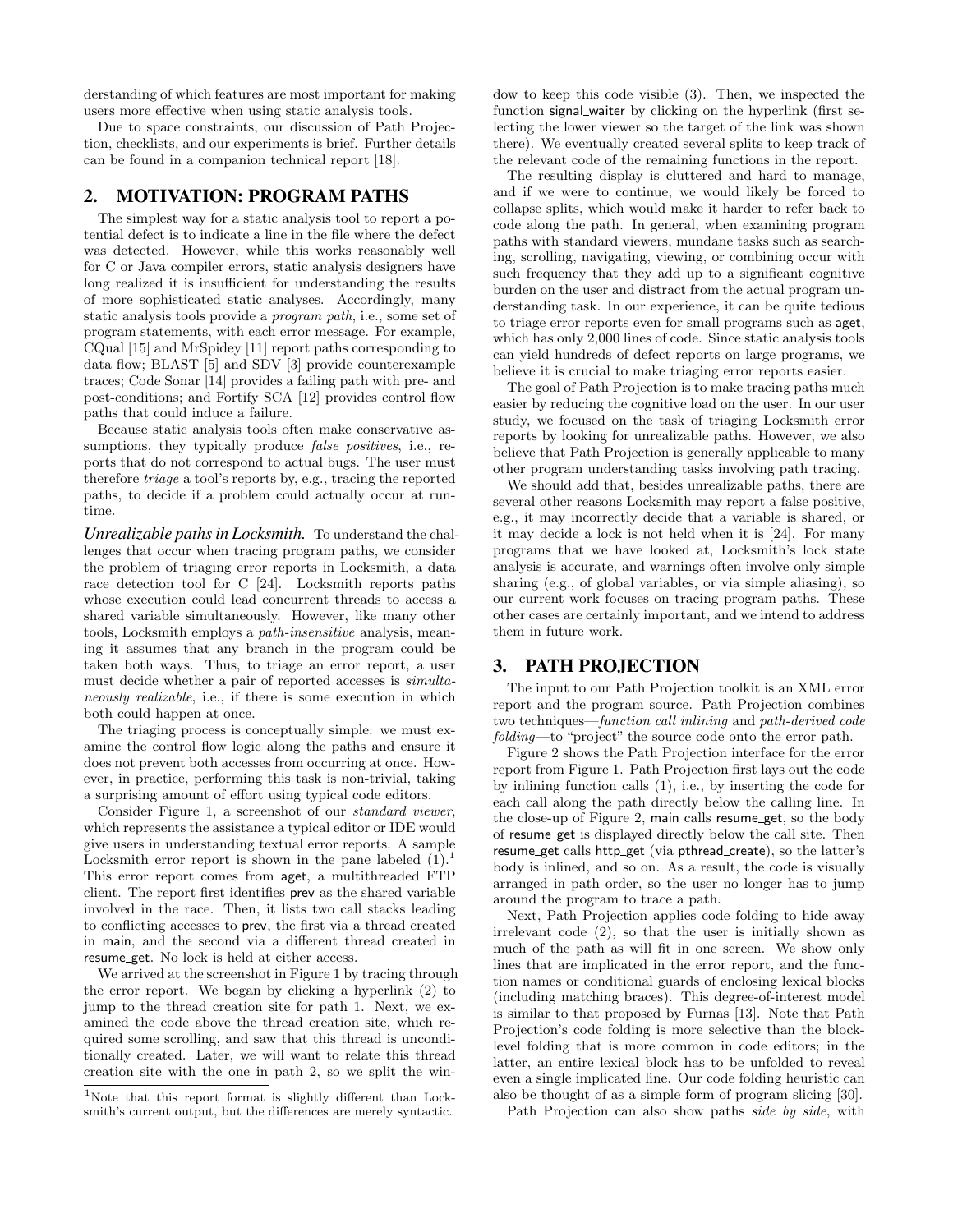derstanding of which features are most important for making users more effective when using static analysis tools.

Due to space constraints, our discussion of Path Projection, checklists, and our experiments is brief. Further details can be found in a companion technical report [18].

## 2. MOTIVATION: PROGRAM PATHS

The simplest way for a static analysis tool to report a potential defect is to indicate a line in the file where the defect was detected. However, while this works reasonably well for C or Java compiler errors, static analysis designers have long realized it is insufficient for understanding the results of more sophisticated static analyses. Accordingly, many static analysis tools provide a *program path*, i.e., some set of program statements, with each error message. For example, CQual [15] and MrSpidey [11] report paths corresponding to data flow; BLAST [5] and SDV [3] provide counterexample traces; Code Sonar [14] provides a failing path with pre- and post-conditions; and Fortify SCA [12] provides control flow paths that could induce a failure.

Because static analysis tools often make conservative assumptions, they typically produce *false positives*, i.e., reports that do not correspond to actual bugs. The user must therefore *triage* a tool's reports by, e.g., tracing the reported paths, to decide if a problem could actually occur at runtime.

***Unrealizable paths in Locksmith.*** To understand the challenges that occur when tracing program paths, we consider the problem of triaging error reports in Locksmith, a data race detection tool for C [24]. Locksmith reports paths whose execution could lead concurrent threads to access a shared variable simultaneously. However, like many other tools, Locksmith employs a *path-insensitive* analysis, meaning it assumes that any branch in the program could be taken both ways. Thus, to triage an error report, a user must decide whether a pair of reported accesses is *simultaneously realizable*, i.e., if there is some execution in which both could happen at once.

The triaging process is conceptually simple: we must examine the control flow logic along the paths and ensure it does not prevent both accesses from occurring at once. However, in practice, performing this task is non-trivial, taking a surprising amount of effort using typical code editors.

Consider Figure 1, a screenshot of our *standard viewer*, which represents the assistance a typical editor or IDE would give users in understanding textual error reports. A sample Locksmith error report is shown in the pane labeled (1).[1] This error report comes from aget, a multithreaded FTP client. The report first identifies prev as the shared variable involved in the race. Then, it lists two call stacks leading to conflicting accesses to prev, the first via a thread created in main, and the second via a different thread created in resume_get. No lock is held at either access.

We arrived at the screenshot in Figure 1 by tracing through the error report. We began by clicking a hyperlink (2) to jump to the thread creation site for path 1. Next, we examined the code above the thread creation site, which required some scrolling, and saw that this thread is unconditionally created. Later, we will want to relate this thread creation site with the one in path 2, so we split the window to keep this code visible (3). Then, we inspected the function signal_waiter by clicking on the hyperlink (first selecting the lower viewer so the target of the link was shown there). We eventually created several splits to keep track of the relevant code of the remaining functions in the report.

The resulting display is cluttered and hard to manage, and if we were to continue, we would likely be forced to collapse splits, which would make it harder to refer back to code along the path. In general, when examining program paths with standard viewers, mundane tasks such as searching, scrolling, navigating, viewing, or combining occur with such frequency that they add up to a significant cognitive burden on the user and distract from the actual program understanding task. In our experience, it can be quite tedious to triage error reports even for small programs such as aget, which has only 2,000 lines of code. Since static analysis tools can yield hundreds of defect reports on large programs, we believe it is crucial to make triaging error reports easier.

The goal of Path Projection is to make tracing paths much easier by reducing the cognitive load on the user. In our user study, we focused on the task of triaging Locksmith error reports by looking for unrealizable paths. However, we also believe that Path Projection is generally applicable to many other program understanding tasks involving path tracing.

We should add that, besides unrealizable paths, there are several other reasons Locksmith may report a false positive, e.g., it may incorrectly decide that a variable is shared, or it may decide a lock is not held when it is [24]. For many programs that we have looked at, Locksmith's lock state analysis is accurate, and warnings often involve only simple sharing (e.g., of global variables, or via simple aliasing), so our current work focuses on tracing program paths. These other cases are certainly important, and we intend to address them in future work.

## 3. PATH PROJECTION

The input to our Path Projection toolkit is an XML error report and the program source. Path Projection combines two techniques—*function call inlining* and *path-derived code folding*—to "project" the source code onto the error path.

Figure 2 shows the Path Projection interface for the error report from Figure 1. Path Projection first lays out the code by inlining function calls (1), i.e., by inserting the code for each call along the path directly below the calling line. In the close-up of Figure 2, main calls resume_get, so the body of resume_get is displayed directly below the call site. Then resume_get calls http_get (via pthread_create), so the latter's body is inlined, and so on. As a result, the code is visually arranged in path order, so the user no longer has to jump around the program to trace a path.

Next, Path Projection applies code folding to hide away irrelevant code (2), so that the user is initially shown as much of the path as will fit in one screen. We show only lines that are implicated in the error report, and the function names or conditional guards of enclosing lexical blocks (including matching braces). This degree-of-interest model is similar to that proposed by Furnas [13]. Note that Path Projection's code folding is more selective than the block-level folding that is more common in code editors; in the latter, an entire lexical block has to be unfolded to reveal even a single implicated line. Our code folding heuristic can also be thought of as a simple form of program slicing [30].

Path Projection can also show paths *side by side*, with

[1] Note that this report format is slightly different than Locksmith's current output, but the differences are merely syntactic.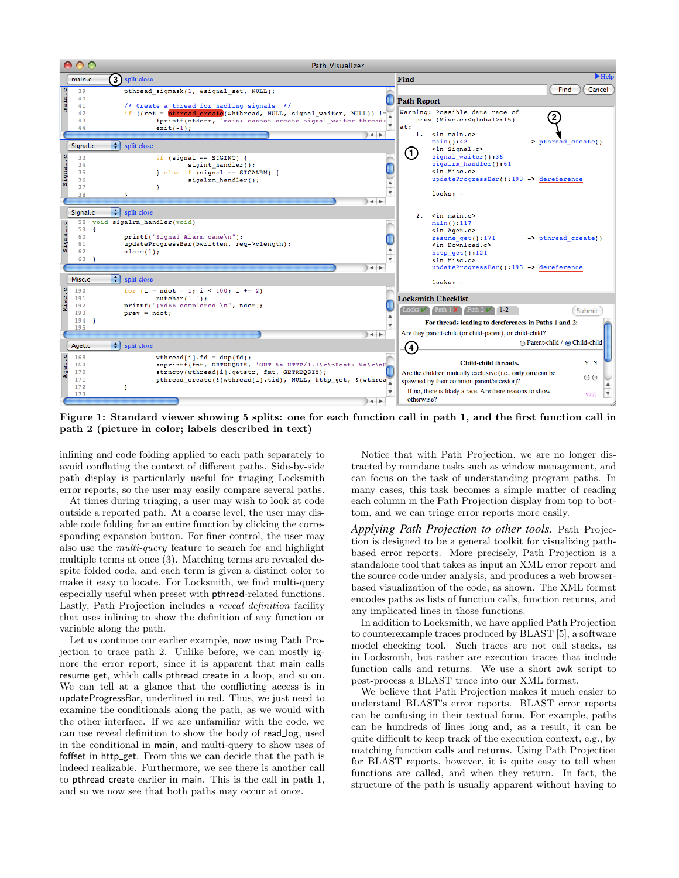**Figure 1: Standard viewer showing 5 splits: one for each function call in path 1, and the first function call in path 2 (picture in color; labels described in text)**

inlining and code folding applied to each path separately to avoid conflating the context of different paths. Side-by-side path display is particularly useful for triaging Locksmith error reports, so the user may easily compare several paths.

At times during triaging, a user may wish to look at code outside a reported path. At a coarse level, the user may disable code folding for an entire function by clicking the corresponding expansion button. For finer control, the user may also use the *multi-query* feature to search for and highlight multiple terms at once (3). Matching terms are revealed despite folded code, and each term is given a distinct color to make it easy to locate. For Locksmith, we find multi-query especially useful when preset with pthread-related functions. Lastly, Path Projection includes a *reveal definition* facility that uses inlining to show the definition of any function or variable along the path.

Let us continue our earlier example, now using Path Projection to trace path 2. Unlike before, we can mostly ignore the error report, since it is apparent that main calls resume_get, which calls pthread_create in a loop, and so on. We can tell at a glance that the conflicting access is in updateProgressBar, underlined in red. Thus, we just need to examine the conditionals along the path, as we would with the other interface. If we are unfamiliar with the code, we can use reveal definition to show the body of read_log, used in the conditional in main, and multi-query to show uses of foffset in http_get. From this we can decide that the path is indeed realizable. Furthermore, we see there is another call to pthread_create earlier in main. This is the call in path 1, and so we now see that both paths may occur at once.

Notice that with Path Projection, we are no longer distracted by mundane tasks such as window management, and can focus on the task of understanding program paths. In many cases, this task becomes a simple matter of reading each column in the Path Projection display from top to bottom, and we can triage error reports more easily.

*Applying Path Projection to other tools.* Path Projection is designed to be a general toolkit for visualizing path-based error reports. More precisely, Path Projection is a standalone tool that takes as input an XML error report and the source code under analysis, and produces a web browser-based visualization of the code, as shown. The XML format encodes paths as lists of function calls, function returns, and any implicated lines in those functions.

In addition to Locksmith, we have applied Path Projection to counterexample traces produced by BLAST [5], a software model checking tool. Such traces are not call stacks, as in Locksmith, but rather are execution traces that include function calls and returns. We use a short awk script to post-process a BLAST trace into our XML format.

We believe that Path Projection makes it much easier to understand BLAST's error reports. BLAST error reports can be confusing in their textual form. For example, paths can be hundreds of lines long and, as a result, it can be quite difficult to keep track of the execution context, e.g., by matching function calls and returns. Using Path Projection for BLAST reports, however, it is quite easy to tell when functions are called, and when they return. In fact, the structure of the path is usually apparent without having to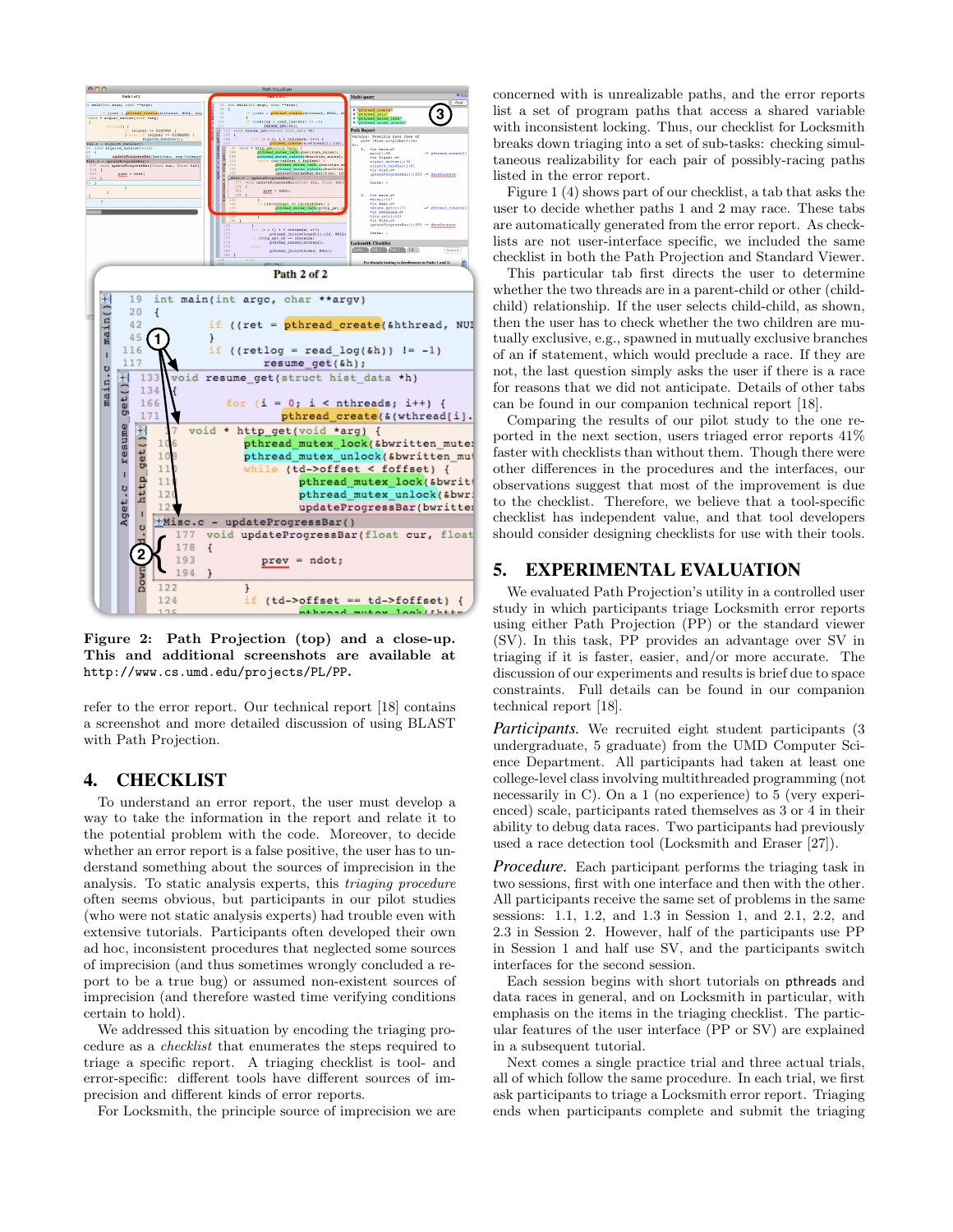Figure 2: Path Projection (top) and a close-up. This and additional screenshots are available at http://www.cs.umd.edu/projects/PL/PP.

refer to the error report. Our technical report [18] contains a screenshot and more detailed discussion of using BLAST with Path Projection.

## 4. CHECKLIST

To understand an error report, the user must develop a way to take the information in the report and relate it to the potential problem with the code. Moreover, to decide whether an error report is a false positive, the user has to understand something about the sources of imprecision in the analysis. To static analysis experts, this *triaging procedure* often seems obvious, but participants in our pilot studies (who were not static analysis experts) had trouble even with extensive tutorials. Participants often developed their own ad hoc, inconsistent procedures that neglected some sources of imprecision (and thus sometimes wrongly concluded a report to be a true bug) or assumed non-existent sources of imprecision (and therefore wasted time verifying conditions certain to hold).

We addressed this situation by encoding the triaging procedure as a *checklist* that enumerates the steps required to triage a specific report. A triaging checklist is tool- and error-specific: different tools have different sources of imprecision and different kinds of error reports.

For Locksmith, the principle source of imprecision we are concerned with is unrealizable paths, and the error reports list a set of program paths that access a shared variable with inconsistent locking. Thus, our checklist for Locksmith breaks down triaging into a set of sub-tasks: checking simultaneous realizability for each pair of possibly-racing paths listed in the error report.

Figure 1 (4) shows part of our checklist, a tab that asks the user to decide whether paths 1 and 2 may race. These tabs are automatically generated from the error report. As checklists are not user-interface specific, we included the same checklist in both the Path Projection and Standard Viewer.

This particular tab first directs the user to determine whether the two threads are in a parent-child or other (child-child) relationship. If the user selects child-child, as shown, then the user has to check whether the two children are mutually exclusive, e.g., spawned in mutually exclusive branches of an if statement, which would preclude a race. If they are not, the last question simply asks the user if there is a race for reasons that we did not anticipate. Details of other tabs can be found in our companion technical report [18].

Comparing the results of our pilot study to the one reported in the next section, users triaged error reports 41% faster with checklists than without them. Though there were other differences in the procedures and the interfaces, our observations suggest that most of the improvement is due to the checklist. Therefore, we believe that a tool-specific checklist has independent value, and that tool developers should consider designing checklists for use with their tools.

## 5. EXPERIMENTAL EVALUATION

We evaluated Path Projection's utility in a controlled user study in which participants triage Locksmith error reports using either Path Projection (PP) or the standard viewer (SV). In this task, PP provides an advantage over SV in triaging if it is faster, easier, and/or more accurate. The discussion of our experiments and results is brief due to space constraints. Full details can be found in our companion technical report [18].

*Participants.* We recruited eight student participants (3 undergraduate, 5 graduate) from the UMD Computer Science Department. All participants had taken at least one college-level class involving multithreaded programming (not necessarily in C). On a 1 (no experience) to 5 (very experienced) scale, participants rated themselves as 3 or 4 in their ability to debug data races. Two participants had previously used a race detection tool (Locksmith and Eraser [27]).

*Procedure.* Each participant performs the triaging task in two sessions, first with one interface and then with the other. All participants receive the same set of problems in the same sessions: 1.1, 1.2, and 1.3 in Session 1, and 2.1, 2.2, and 2.3 in Session 2. However, half of the participants use PP in Session 1 and half use SV, and the participants switch interfaces for the second session.

Each session begins with short tutorials on pthreads and data races in general, and on Locksmith in particular, with emphasis on the items in the triaging checklist. The particular features of the user interface (PP or SV) are explained in a subsequent tutorial.

Next comes a single practice trial and three actual trials, all of which follow the same procedure. In each trial, we first ask participants to triage a Locksmith error report. Triaging ends when participants complete and submit the triaging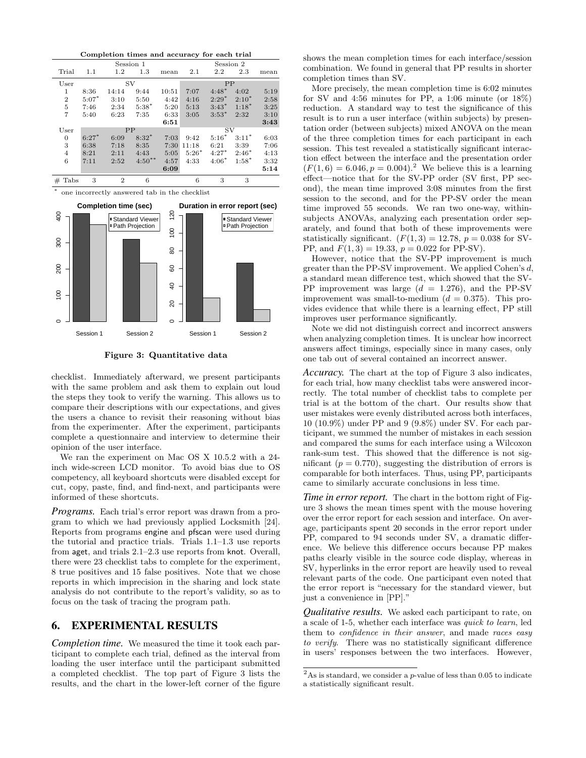**Completion times and accuracy for each trial**

| | Session 1 | | | | Session 2 | | | |
|---|---|---|---|---|---|---|---|---|
| Trial | 1.1 | 1.2 | 1.3 | mean | 2.1 | 2.2 | 2.3 | mean |
| User | SV | | | | PP | | | |
| 1 | 8:36 | 14:14 | 9:44 | 10:51 | 7:07 | 4:48* | 4:02 | 5:19 |
| 2 | 5:07* | 3:10 | 5:50 | 4:42 | 4:16 | 2:29* | 2:10* | 2:58 |
| 5 | 7:46 | 2:34 | 5:38* | 5:20 | 5:13 | 3:43* | 1:18* | 3:25 |
| 7 | 5:40 | 6:23 | 7:35 | 6:33 | 3:05 | 3:53* | 2:32 | 3:10 |
| | | | | **6:51** | | | | **3:43** |
| User | PP | | | | SV | | | |
| 0 | 6:27* | 6:09 | 8:32* | 7:03 | 9:42 | 5:16* | 3:11* | 6:03 |
| 3 | 6:38 | 7:18 | 8:35 | 7:30 | 11:18 | 6:21 | 3:39 | 7:06 |
| 4 | 8:21 | 2:11 | 4:43 | 5:05 | 5:26* | 4:27* | 2:46* | 4:13 |
| 6 | 7:11 | 2:52 | 4:50** | 4:57 | 4:33 | 4:06* | 1:58* | 3:32 |
| | | | | **6:09** | | | | **5:14** |
| # Tabs | 3 | 2 | 6 | | 6 | 3 | 3 | |

\* one incorrectly answered tab in the checklist

**Figure 3: Quantitative data**

checklist. Immediately afterward, we present participants with the same problem and ask them to explain out loud the steps they took to verify the warning. This allows us to compare their descriptions with our expectations, and gives the users a chance to revisit their reasoning without bias from the experimenter. After the experiment, participants complete a questionnaire and interview to determine their opinion of the user interface.

We ran the experiment on Mac OS X 10.5.2 with a 24-inch wide-screen LCD monitor. To avoid bias due to OS competency, all keyboard shortcuts were disabled except for cut, copy, paste, find, and find-next, and participants were informed of these shortcuts.

***Programs.*** Each trial's error report was drawn from a program to which we had previously applied Locksmith [24]. Reports from programs engine and pfscan were used during the tutorial and practice trials. Trials 1.1–1.3 use reports from aget, and trials 2.1–2.3 use reports from knot. Overall, there were 23 checklist tabs to complete for the experiment, 8 true positives and 15 false positives. Note that we chose reports in which imprecision in the sharing and lock state analysis do not contribute to the report's validity, so as to focus on the task of tracing the program path.

## 6. EXPERIMENTAL RESULTS

***Completion time.*** We measured the time it took each participant to complete each trial, defined as the interval from loading the user interface until the participant submitted a completed checklist. The top part of Figure 3 lists the results, and the chart in the lower-left corner of the figure shows the mean completion times for each interface/session combination. We found in general that PP results in shorter completion times than SV.

More precisely, the mean completion time is 6:02 minutes for SV and 4:56 minutes for PP, a 1:06 minute (or 18%) reduction. A standard way to test the significance of this result is to run a user interface (within subjects) by presentation order (between subjects) mixed ANOVA on the mean of the three completion times for each participant in each session. This test revealed a statistically significant interaction effect between the interface and the presentation order ($F(1, 6) = 6.046, p = 0.004$).[2] We believe this is a learning effect—notice that for the SV-PP order (SV first, PP second), the mean time improved 3:08 minutes from the first session to the second, and for the PP-SV order the mean time improved 55 seconds. We ran two one-way, within-subjects ANOVAs, analyzing each presentation order separately, and found that both of these improvements were statistically significant. ($F(1, 3) = 12.78$, $p = 0.038$ for SV-PP, and $F(1, 3) = 19.33$, $p = 0.022$ for PP-SV).

However, notice that the SV-PP improvement is much greater than the PP-SV improvement. We applied Cohen's $d$, a standard mean difference test, which showed that the SV-PP improvement was large ($d = 1.276$), and the PP-SV improvement was small-to-medium ($d = 0.375$). This provides evidence that while there is a learning effect, PP still improves user performance significantly.

Note we did not distinguish correct and incorrect answers when analyzing completion times. It is unclear how incorrect answers affect timings, especially since in many cases, only one tab out of several contained an incorrect answer.

***Accuracy.*** The chart at the top of Figure 3 also indicates, for each trial, how many checklist tabs were answered incorrectly. The total number of checklist tabs to complete per trial is at the bottom of the chart. Our results show that user mistakes were evenly distributed across both interfaces, 10 (10.9%) under PP and 9 (9.8%) under SV. For each participant, we summed the number of mistakes in each session and compared the sums for each interface using a Wilcoxon rank-sum test. This showed that the difference is not significant ($p = 0.770$), suggesting the distribution of errors is comparable for both interfaces. Thus, using PP, participants came to similarly accurate conclusions in less time.

***Time in error report.*** The chart in the bottom right of Figure 3 shows the mean times spent with the mouse hovering over the error report for each session and interface. On average, participants spent 20 seconds in the error report under PP, compared to 94 seconds under SV, a dramatic difference. We believe this difference occurs because PP makes paths clearly visible in the source code display, whereas in SV, hyperlinks in the error report are heavily used to reveal relevant parts of the code. One participant even noted that the error report is "necessary for the standard viewer, but just a convenience in [PP]."

***Qualitative results.*** We asked each participant to rate, on a scale of 1-5, whether each interface was *quick to learn*, led them to *confidence in their answer*, and made *races easy to verify*. There was no statistically significant difference in users' responses between the two interfaces. However,

---

[2] As is standard, we consider a $p$-value of less than 0.05 to indicate a statistically significant result.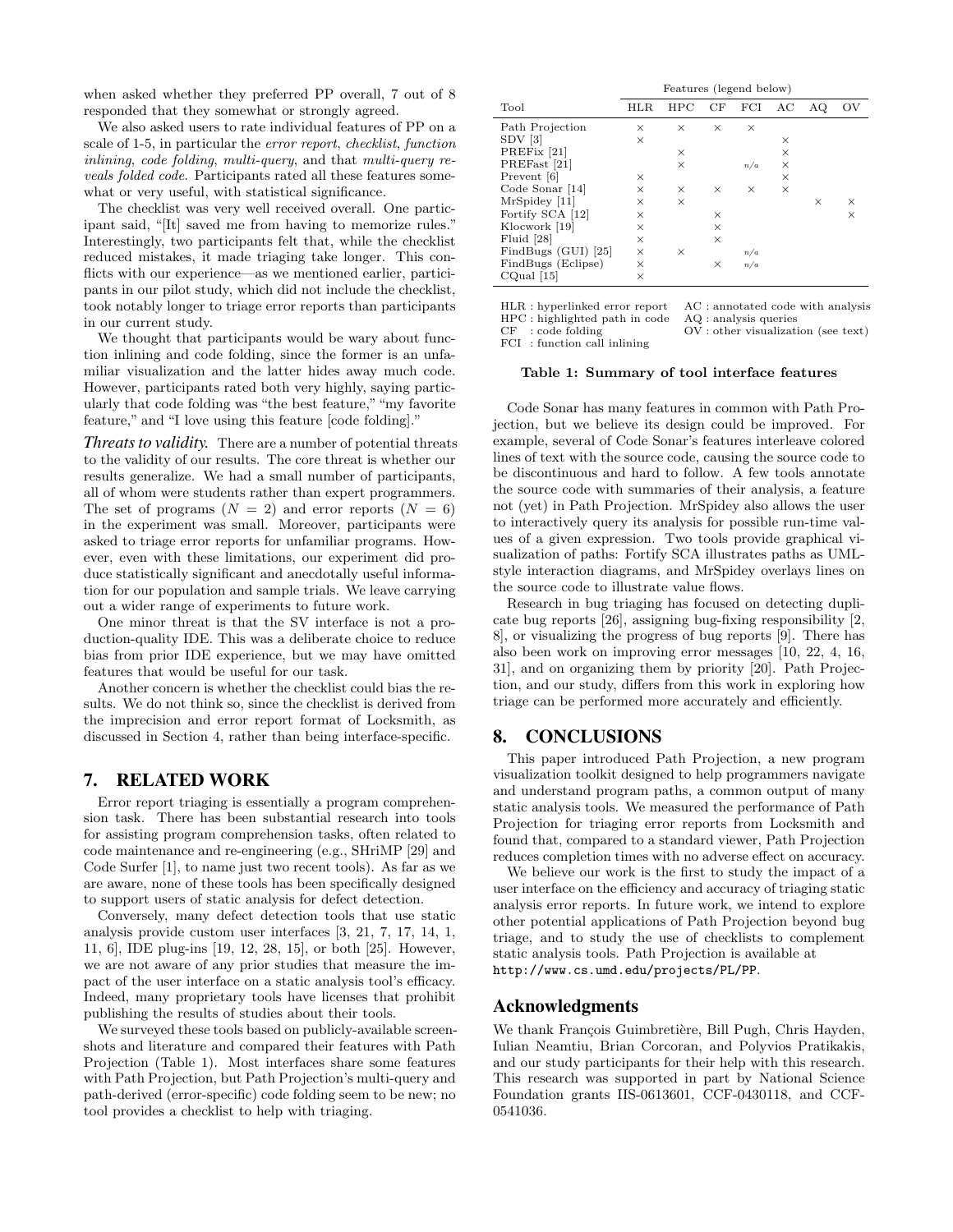when asked whether they preferred PP overall, 7 out of 8 responded that they somewhat or strongly agreed.

We also asked users to rate individual features of PP on a scale of 1-5, in particular the *error report*, *checklist*, *function inlining*, *code folding*, *multi-query*, and that *multi-query reveals folded code*. Participants rated all these features somewhat or very useful, with statistical significance.

The checklist was very well received overall. One participant said, "[It] saved me from having to memorize rules." Interestingly, two participants felt that, while the checklist reduced mistakes, it made triaging take longer. This conflicts with our experience—as we mentioned earlier, participants in our pilot study, which did not include the checklist, took notably longer to triage error reports than participants in our current study.

We thought that participants would be wary about function inlining and code folding, since the former is an unfamiliar visualization and the latter hides away much code. However, participants rated both very highly, saying particularly that code folding was "the best feature," "my favorite feature," and "I love using this feature [code folding]."

***Threats to validity.*** There are a number of potential threats to the validity of our results. The core threat is whether our results generalize. We had a small number of participants, all of whom were students rather than expert programmers. The set of programs ($N = 2$) and error reports ($N = 6$) in the experiment was small. Moreover, participants were asked to triage error reports for unfamiliar programs. However, even with these limitations, our experiment did produce statistically significant and anecdotally useful information for our population and sample trials. We leave carrying out a wider range of experiments to future work.

One minor threat is that the SV interface is not a production-quality IDE. This was a deliberate choice to reduce bias from prior IDE experience, but we may have omitted features that would be useful for our task.

Another concern is whether the checklist could bias the results. We do not think so, since the checklist is derived from the imprecision and error report format of Locksmith, as discussed in Section 4, rather than being interface-specific.

## 7. RELATED WORK

Error report triaging is essentially a program comprehension task. There has been substantial research into tools for assisting program comprehension tasks, often related to code maintenance and re-engineering (e.g., SHriMP [29] and Code Surfer [1], to name just two recent tools). As far as we are aware, none of these tools has been specifically designed to support users of static analysis for defect detection.

Conversely, many defect detection tools that use static analysis provide custom user interfaces [3, 21, 7, 17, 14, 1, 11, 6], IDE plug-ins [19, 12, 28, 15], or both [25]. However, we are not aware of any prior studies that measure the impact of the user interface on a static analysis tool's efficacy. Indeed, many proprietary tools have licenses that prohibit publishing the results of studies about their tools.

We surveyed these tools based on publicly-available screenshots and literature and compared their features with Path Projection (Table 1). Most interfaces share some features with Path Projection, but Path Projection's multi-query and path-derived (error-specific) code folding seem to be new; no tool provides a checklist to help with triaging.

| Tool | Features (legend below) | | | | | | |
|---|---|---|---|---|---|---|---|
| | HLR | HPC | CF | FCI | AC | AQ | OV |
| Path Projection | × | × | × | × | | | |
| SDV [3] | × | | | | × | | |
| PREFix [21] | | × | | | × | | |
| PREFast [21] | | × | | n/a | × | | |
| Prevent [6] | × | | | | × | | |
| Code Sonar [14] | × | × | × | × | × | | |
| MrSpidey [11] | × | × | | | | × | × |
| Fortify SCA [12] | × | | × | | | | × |
| Klocwork [19] | × | | × | | | | |
| Fluid [28] | × | | × | | | | |
| FindBugs (GUI) [25] | × | × | | n/a | | | |
| FindBugs (Eclipse) | × | | × | n/a | | | |
| CQual [15] | × | | | | | | |

HLR : hyperlinked error report
HPC : highlighted path in code
CF : code folding
FCI : function call inlining
AC : annotated code with analysis
AQ : analysis queries
OV : other visualization (see text)

**Table 1: Summary of tool interface features**

Code Sonar has many features in common with Path Projection, but we believe its design could be improved. For example, several of Code Sonar's features interleave colored lines of text with the source code, causing the source code to be discontinuous and hard to follow. A few tools annotate the source code with summaries of their analysis, a feature not (yet) in Path Projection. MrSpidey also allows the user to interactively query its analysis for possible run-time values of a given expression. Two tools provide graphical visualization of paths: Fortify SCA illustrates paths as UML-style interaction diagrams, and MrSpidey overlays lines on the source code to illustrate value flows.

Research in bug triaging has focused on detecting duplicate bug reports [26], assigning bug-fixing responsibility [2, 8], or visualizing the progress of bug reports [9]. There has also been work on improving error messages [10, 22, 4, 16, 31], and on organizing them by priority [20]. Path Projection, and our study, differs from this work in exploring how triage can be performed more accurately and efficiently.

## 8. CONCLUSIONS

This paper introduced Path Projection, a new program visualization toolkit designed to help programmers navigate and understand program paths, a common output of many static analysis tools. We measured the performance of Path Projection for triaging error reports from Locksmith and found that, compared to a standard viewer, Path Projection reduces completion times with no adverse effect on accuracy.

We believe our work is the first to study the impact of a user interface on the efficiency and accuracy of triaging static analysis error reports. In future work, we intend to explore other potential applications of Path Projection beyond bug triage, and to study the use of checklists to complement static analysis tools. Path Projection is available at `http://www.cs.umd.edu/projects/PL/PP`.

## Acknowledgments

We thank François Guimbretière, Bill Pugh, Chris Hayden, Iulian Neamtiu, Brian Corcoran, and Polyvios Pratikakis, and our study participants for their help with this research. This research was supported in part by National Science Foundation grants IIS-0613601, CCF-0430118, and CCF-0541036.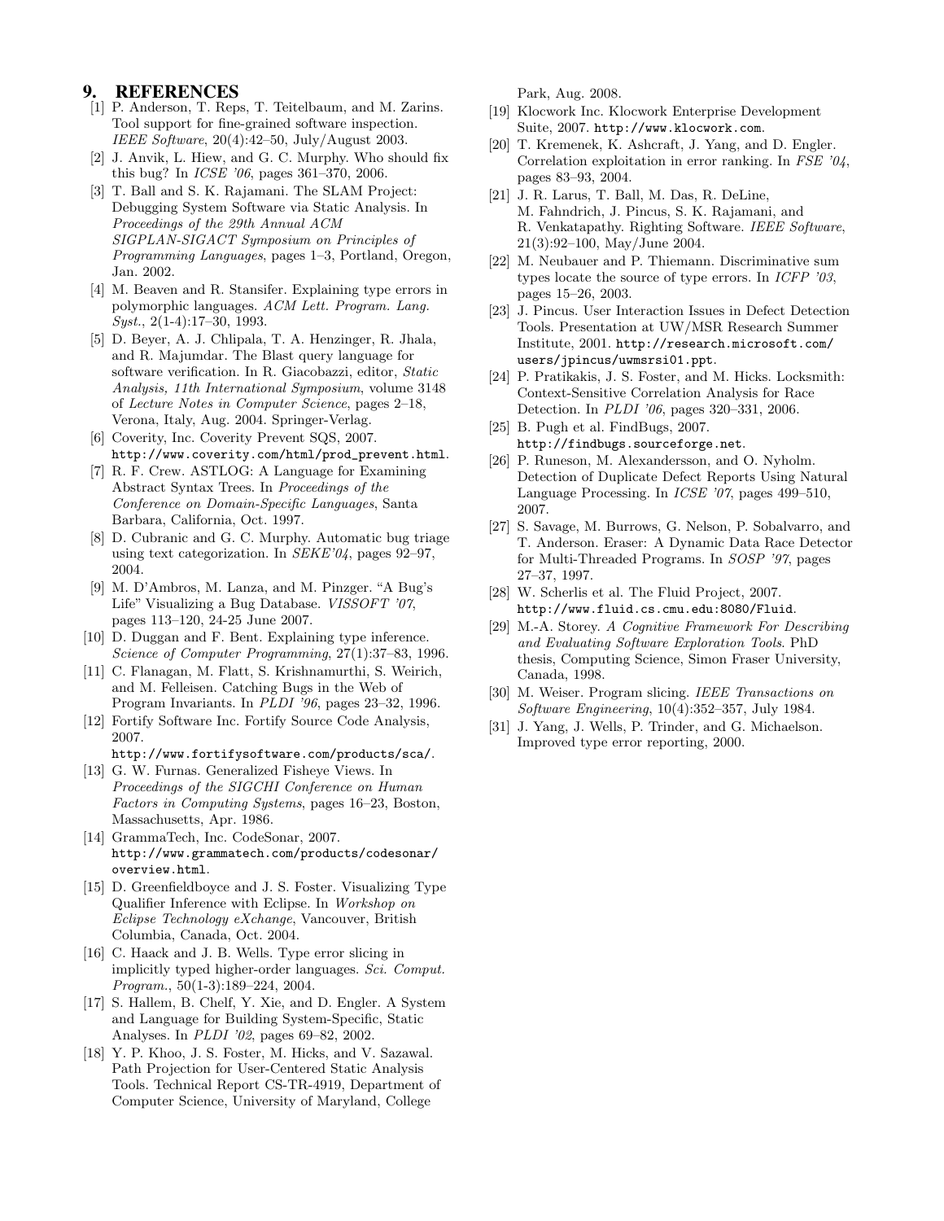## 9. REFERENCES

[1] P. Anderson, T. Reps, T. Teitelbaum, and M. Zarins. Tool support for fine-grained software inspection. *IEEE Software*, 20(4):42–50, July/August 2003.

[2] J. Anvik, L. Hiew, and G. C. Murphy. Who should fix this bug? In *ICSE '06*, pages 361–370, 2006.

[3] T. Ball and S. K. Rajamani. The SLAM Project: Debugging System Software via Static Analysis. In *Proceedings of the 29th Annual ACM SIGPLAN-SIGACT Symposium on Principles of Programming Languages*, pages 1–3, Portland, Oregon, Jan. 2002.

[4] M. Beaven and R. Stansifer. Explaining type errors in polymorphic languages. *ACM Lett. Program. Lang. Syst.*, 2(1-4):17–30, 1993.

[5] D. Beyer, A. J. Chlipala, T. A. Henzinger, R. Jhala, and R. Majumdar. The Blast query language for software verification. In R. Giacobazzi, editor, *Static Analysis, 11th International Symposium*, volume 3148 of *Lecture Notes in Computer Science*, pages 2–18, Verona, Italy, Aug. 2004. Springer-Verlag.

[6] Coverity, Inc. Coverity Prevent SQS, 2007. `http://www.coverity.com/html/prod_prevent.html`.

[7] R. F. Crew. ASTLOG: A Language for Examining Abstract Syntax Trees. In *Proceedings of the Conference on Domain-Specific Languages*, Santa Barbara, California, Oct. 1997.

[8] D. Cubranic and G. C. Murphy. Automatic bug triage using text categorization. In *SEKE'04*, pages 92–97, 2004.

[9] M. D'Ambros, M. Lanza, and M. Pinzger. "A Bug's Life" Visualizing a Bug Database. *VISSOFT '07*, pages 113–120, 24-25 June 2007.

[10] D. Duggan and F. Bent. Explaining type inference. *Science of Computer Programming*, 27(1):37–83, 1996.

[11] C. Flanagan, M. Flatt, S. Krishnamurthi, S. Weirich, and M. Felleisen. Catching Bugs in the Web of Program Invariants. In *PLDI '96*, pages 23–32, 1996.

[12] Fortify Software Inc. Fortify Source Code Analysis, 2007. `http://www.fortifysoftware.com/products/sca/`.

[13] G. W. Furnas. Generalized Fisheye Views. In *Proceedings of the SIGCHI Conference on Human Factors in Computing Systems*, pages 16–23, Boston, Massachusetts, Apr. 1986.

[14] GrammaTech, Inc. CodeSonar, 2007. `http://www.grammatech.com/products/codesonar/overview.html`.

[15] D. Greenfieldboyce and J. S. Foster. Visualizing Type Qualifier Inference with Eclipse. In *Workshop on Eclipse Technology eXchange*, Vancouver, British Columbia, Canada, Oct. 2004.

[16] C. Haack and J. B. Wells. Type error slicing in implicitly typed higher-order languages. *Sci. Comput. Program.*, 50(1-3):189–224, 2004.

[17] S. Hallem, B. Chelf, Y. Xie, and D. Engler. A System and Language for Building System-Specific, Static Analyses. In *PLDI '02*, pages 69–82, 2002.

[18] Y. P. Khoo, J. S. Foster, M. Hicks, and V. Sazawal. Path Projection for User-Centered Static Analysis Tools. Technical Report CS-TR-4919, Department of Computer Science, University of Maryland, College Park, Aug. 2008.

[19] Klocwork Inc. Klocwork Enterprise Development Suite, 2007. `http://www.klocwork.com`.

[20] T. Kremenek, K. Ashcraft, J. Yang, and D. Engler. Correlation exploitation in error ranking. In *FSE '04*, pages 83–93, 2004.

[21] J. R. Larus, T. Ball, M. Das, R. DeLine, M. Fahndrich, J. Pincus, S. K. Rajamani, and R. Venkatapathy. Righting Software. *IEEE Software*, 21(3):92–100, May/June 2004.

[22] M. Neubauer and P. Thiemann. Discriminative sum types locate the source of type errors. In *ICFP '03*, pages 15–26, 2003.

[23] J. Pincus. User Interaction Issues in Defect Detection Tools. Presentation at UW/MSR Research Summer Institute, 2001. `http://research.microsoft.com/users/jpincus/uwmsrsi01.ppt`.

[24] P. Pratikakis, J. S. Foster, and M. Hicks. Locksmith: Context-Sensitive Correlation Analysis for Race Detection. In *PLDI '06*, pages 320–331, 2006.

[25] B. Pugh et al. FindBugs, 2007. `http://findbugs.sourceforge.net`.

[26] P. Runeson, M. Alexandersson, and O. Nyholm. Detection of Duplicate Defect Reports Using Natural Language Processing. In *ICSE '07*, pages 499–510, 2007.

[27] S. Savage, M. Burrows, G. Nelson, P. Sobalvarro, and T. Anderson. Eraser: A Dynamic Data Race Detector for Multi-Threaded Programs. In *SOSP '97*, pages 27–37, 1997.

[28] W. Scherlis et al. The Fluid Project, 2007. `http://www.fluid.cs.cmu.edu:8080/Fluid`.

[29] M.-A. Storey. *A Cognitive Framework For Describing and Evaluating Software Exploration Tools*. PhD thesis, Computing Science, Simon Fraser University, Canada, 1998.

[30] M. Weiser. Program slicing. *IEEE Transactions on Software Engineering*, 10(4):352–357, July 1984.

[31] J. Yang, J. Wells, P. Trinder, and G. Michaelson. Improved type error reporting, 2000.